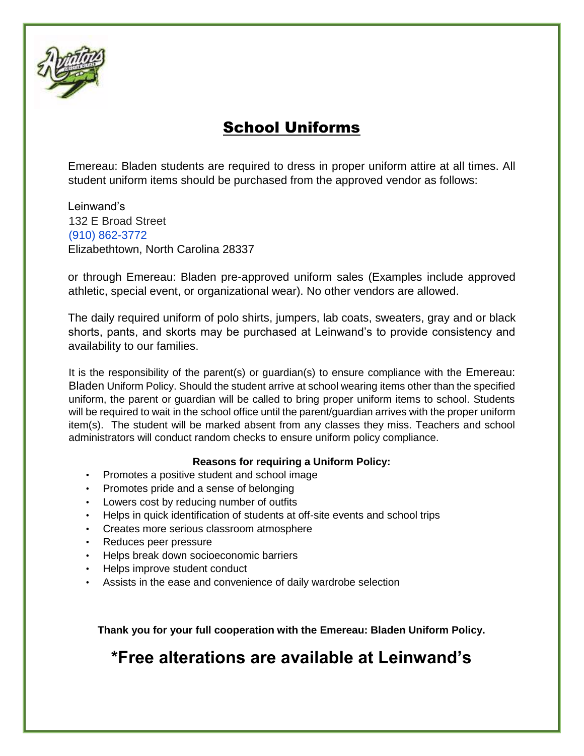# School Uniforms

Emereau: Bladen students are required to dress in proper uniform attire at all times. All student uniform items should be purchased from the approved vendor as follows:

Leinwand's
132 E Broad Street
(910) 862-3772
Elizabethtown, North Carolina 28337

or through Emereau: Bladen pre-approved uniform sales (Examples include approved athletic, special event, or organizational wear). No other vendors are allowed.

The daily required uniform of polo shirts, jumpers, lab coats, sweaters, gray and or black shorts, pants, and skorts may be purchased at Leinwand's to provide consistency and availability to our families.

It is the responsibility of the parent(s) or guardian(s) to ensure compliance with the Emereau: Bladen Uniform Policy. Should the student arrive at school wearing items other than the specified uniform, the parent or guardian will be called to bring proper uniform items to school. Students will be required to wait in the school office until the parent/guardian arrives with the proper uniform item(s). The student will be marked absent from any classes they miss. Teachers and school administrators will conduct random checks to ensure uniform policy compliance.

**Reasons for requiring a Uniform Policy:**

- Promotes a positive student and school image
- Promotes pride and a sense of belonging
- Lowers cost by reducing number of outfits
- Helps in quick identification of students at off-site events and school trips
- Creates more serious classroom atmosphere
- Reduces peer pressure
- Helps break down socioeconomic barriers
- Helps improve student conduct
- Assists in the ease and convenience of daily wardrobe selection

**Thank you for your full cooperation with the Emereau: Bladen Uniform Policy.**

## *Free alterations are available at Leinwand's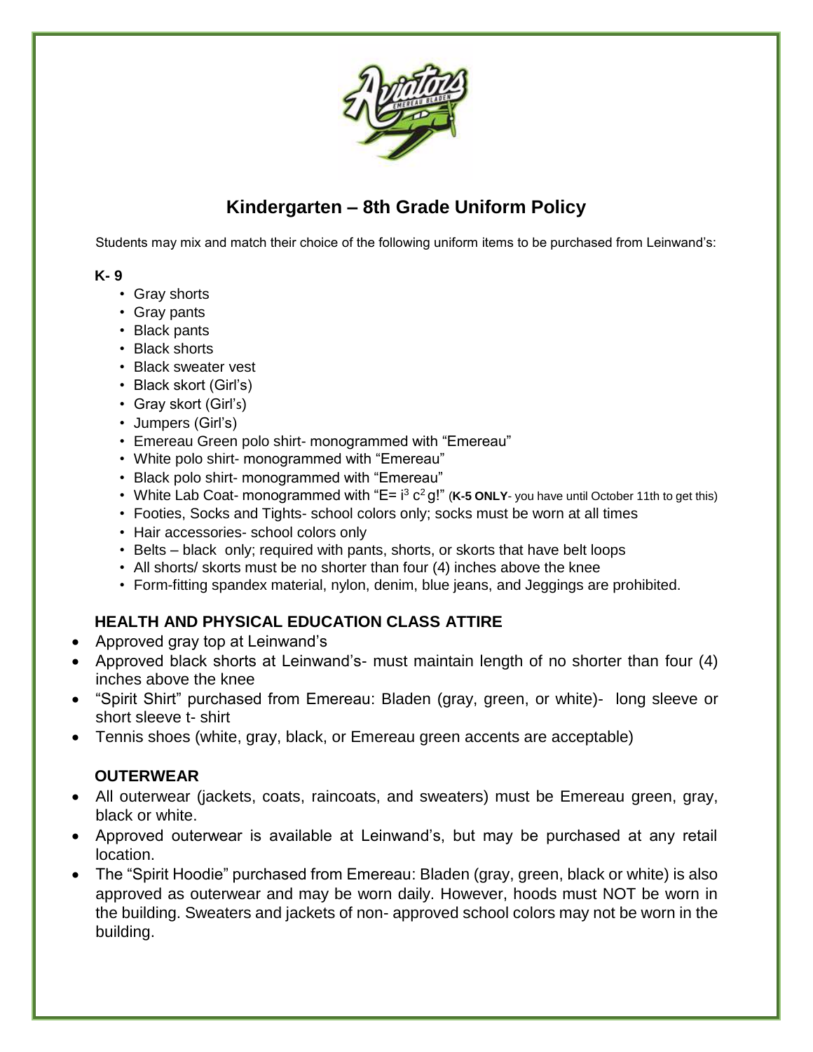# Kindergarten – 8th Grade Uniform Policy

Students may mix and match their choice of the following uniform items to be purchased from Leinwand's:

**K- 9**

- Gray shorts
- Gray pants
- Black pants
- Black shorts
- Black sweater vest
- Black skort (Girl's)
- Gray skort (Girl's)
- Jumpers (Girl's)
- Emereau Green polo shirt- monogrammed with "Emereau"
- White polo shirt- monogrammed with "Emereau"
- Black polo shirt- monogrammed with "Emereau"
- White Lab Coat- monogrammed with "E= $i^3$ $c^2$ g!" (**K-5 ONLY**- you have until October 11th to get this)
- Footies, Socks and Tights- school colors only; socks must be worn at all times
- Hair accessories- school colors only
- Belts – black only; required with pants, shorts, or skorts that have belt loops
- All shorts/ skorts must be no shorter than four (4) inches above the knee
- Form-fitting spandex material, nylon, denim, blue jeans, and Jeggings are prohibited.

**HEALTH AND PHYSICAL EDUCATION CLASS ATTIRE**

- Approved gray top at Leinwand's
- Approved black shorts at Leinwand's- must maintain length of no shorter than four (4) inches above the knee
- "Spirit Shirt" purchased from Emereau: Bladen (gray, green, or white)- long sleeve or short sleeve t- shirt
- Tennis shoes (white, gray, black, or Emereau green accents are acceptable)

**OUTERWEAR**

- All outerwear (jackets, coats, raincoats, and sweaters) must be Emereau green, gray, black or white.
- Approved outerwear is available at Leinwand's, but may be purchased at any retail location.
- The "Spirit Hoodie" purchased from Emereau: Bladen (gray, green, black or white) is also approved as outerwear and may be worn daily. However, hoods must NOT be worn in the building. Sweaters and jackets of non- approved school colors may not be worn in the building.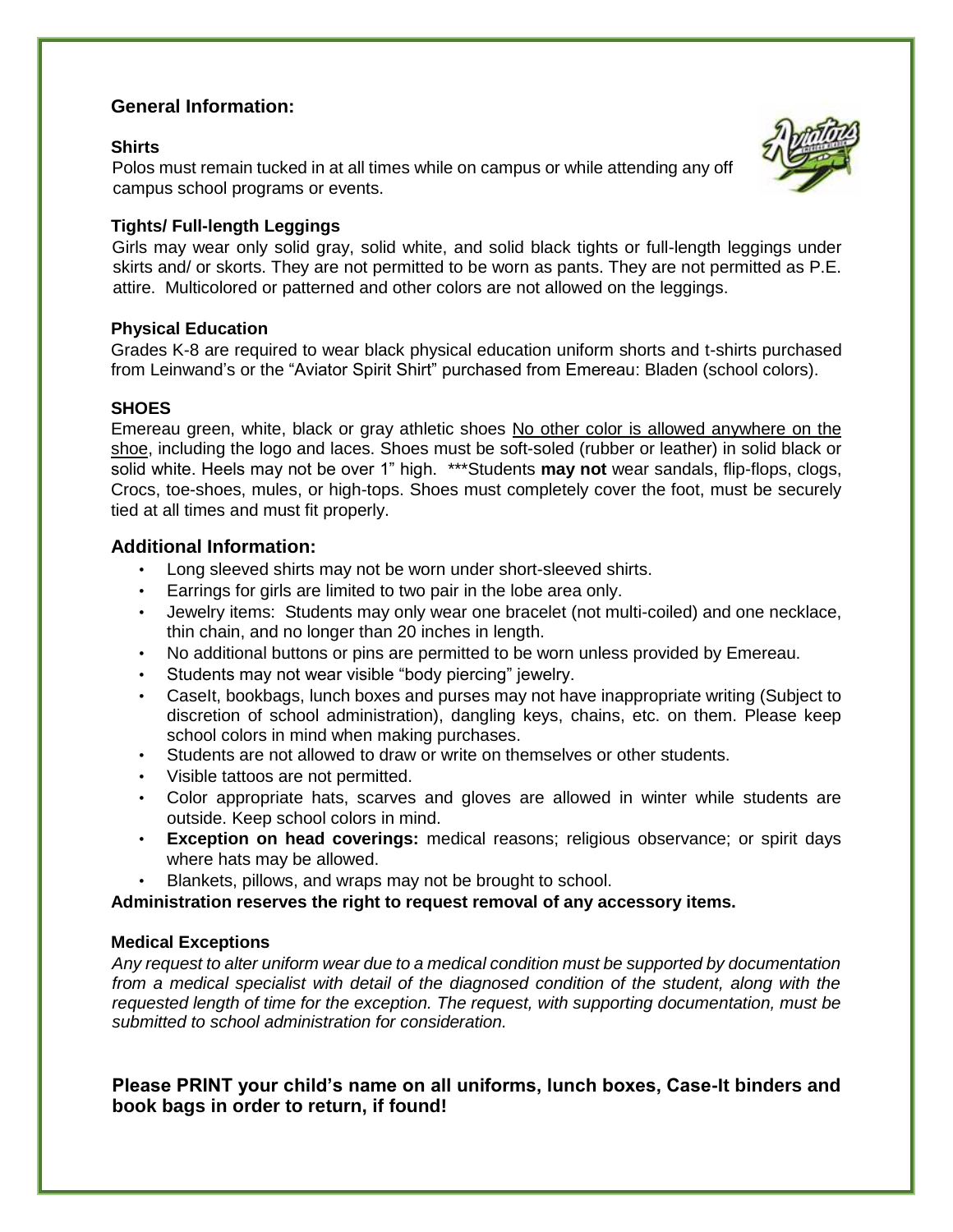## General Information:

### Shirts

Polos must remain tucked in at all times while on campus or while attending any off campus school programs or events.

### Tights/ Full-length Leggings

Girls may wear only solid gray, solid white, and solid black tights or full-length leggings under skirts and/ or skorts. They are not permitted to be worn as pants. They are not permitted as P.E. attire. Multicolored or patterned and other colors are not allowed on the leggings.

### Physical Education

Grades K-8 are required to wear black physical education uniform shorts and t-shirts purchased from Leinwand's or the "Aviator Spirit Shirt" purchased from Emereau: Bladen (school colors).

### SHOES

Emereau green, white, black or gray athletic shoes No other color is allowed anywhere on the shoe, including the logo and laces. Shoes must be soft-soled (rubber or leather) in solid black or solid white. Heels may not be over 1" high. ***Students **may not** wear sandals, flip-flops, clogs, Crocs, toe-shoes, mules, or high-tops. Shoes must completely cover the foot, must be securely tied at all times and must fit properly.

## Additional Information:

- Long sleeved shirts may not be worn under short-sleeved shirts.
- Earrings for girls are limited to two pair in the lobe area only.
- Jewelry items: Students may only wear one bracelet (not multi-coiled) and one necklace, thin chain, and no longer than 20 inches in length.
- No additional buttons or pins are permitted to be worn unless provided by Emereau.
- Students may not wear visible "body piercing" jewelry.
- CaseIt, bookbags, lunch boxes and purses may not have inappropriate writing (Subject to discretion of school administration), dangling keys, chains, etc. on them. Please keep school colors in mind when making purchases.
- Students are not allowed to draw or write on themselves or other students.
- Visible tattoos are not permitted.
- Color appropriate hats, scarves and gloves are allowed in winter while students are outside. Keep school colors in mind.
- **Exception on head coverings:** medical reasons; religious observance; or spirit days where hats may be allowed.
- Blankets, pillows, and wraps may not be brought to school.

**Administration reserves the right to request removal of any accessory items.**

### Medical Exceptions

*Any request to alter uniform wear due to a medical condition must be supported by documentation from a medical specialist with detail of the diagnosed condition of the student, along with the requested length of time for the exception. The request, with supporting documentation, must be submitted to school administration for consideration.*

**Please PRINT your child's name on all uniforms, lunch boxes, Case-It binders and book bags in order to return, if found!**